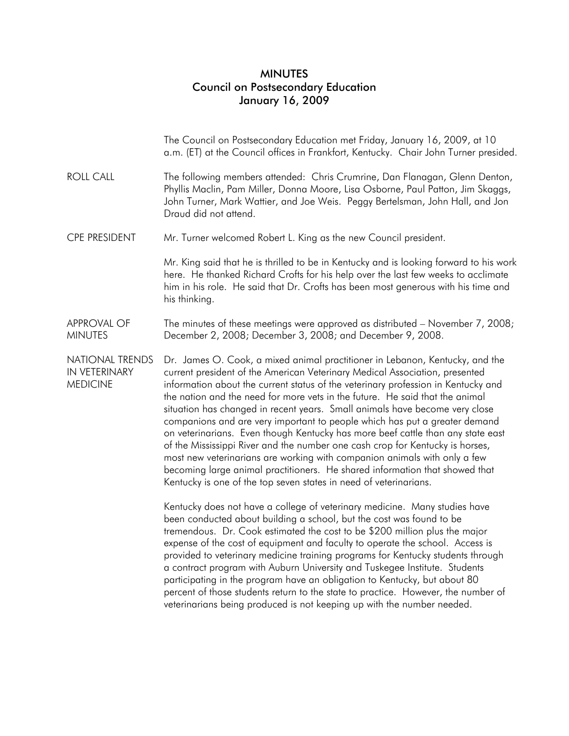# MINUTES
## Council on Postsecondary Education
### January 16, 2009

The Council on Postsecondary Education met Friday, January 16, 2009, at 10 a.m. (ET) at the Council offices in Frankfort, Kentucky. Chair John Turner presided.

**ROLL CALL**

The following members attended: Chris Crumrine, Dan Flanagan, Glenn Denton, Phyllis Maclin, Pam Miller, Donna Moore, Lisa Osborne, Paul Patton, Jim Skaggs, John Turner, Mark Wattier, and Joe Weis. Peggy Bertelsman, John Hall, and Jon Draud did not attend.

**CPE PRESIDENT**

Mr. Turner welcomed Robert L. King as the new Council president.

Mr. King said that he is thrilled to be in Kentucky and is looking forward to his work here. He thanked Richard Crofts for his help over the last few weeks to acclimate him in his role. He said that Dr. Crofts has been most generous with his time and his thinking.

**APPROVAL OF MINUTES**

The minutes of these meetings were approved as distributed – November 7, 2008; December 2, 2008; December 3, 2008; and December 9, 2008.

**NATIONAL TRENDS IN VETERINARY MEDICINE**

Dr. James O. Cook, a mixed animal practitioner in Lebanon, Kentucky, and the current president of the American Veterinary Medical Association, presented information about the current status of the veterinary profession in Kentucky and the nation and the need for more vets in the future. He said that the animal situation has changed in recent years. Small animals have become very close companions and are very important to people which has put a greater demand on veterinarians. Even though Kentucky has more beef cattle than any state east of the Mississippi River and the number one cash crop for Kentucky is horses, most new veterinarians are working with companion animals with only a few becoming large animal practitioners. He shared information that showed that Kentucky is one of the top seven states in need of veterinarians.

Kentucky does not have a college of veterinary medicine. Many studies have been conducted about building a school, but the cost was found to be tremendous. Dr. Cook estimated the cost to be $200 million plus the major expense of the cost of equipment and faculty to operate the school. Access is provided to veterinary medicine training programs for Kentucky students through a contract program with Auburn University and Tuskegee Institute. Students participating in the program have an obligation to Kentucky, but about 80 percent of those students return to the state to practice. However, the number of veterinarians being produced is not keeping up with the number needed.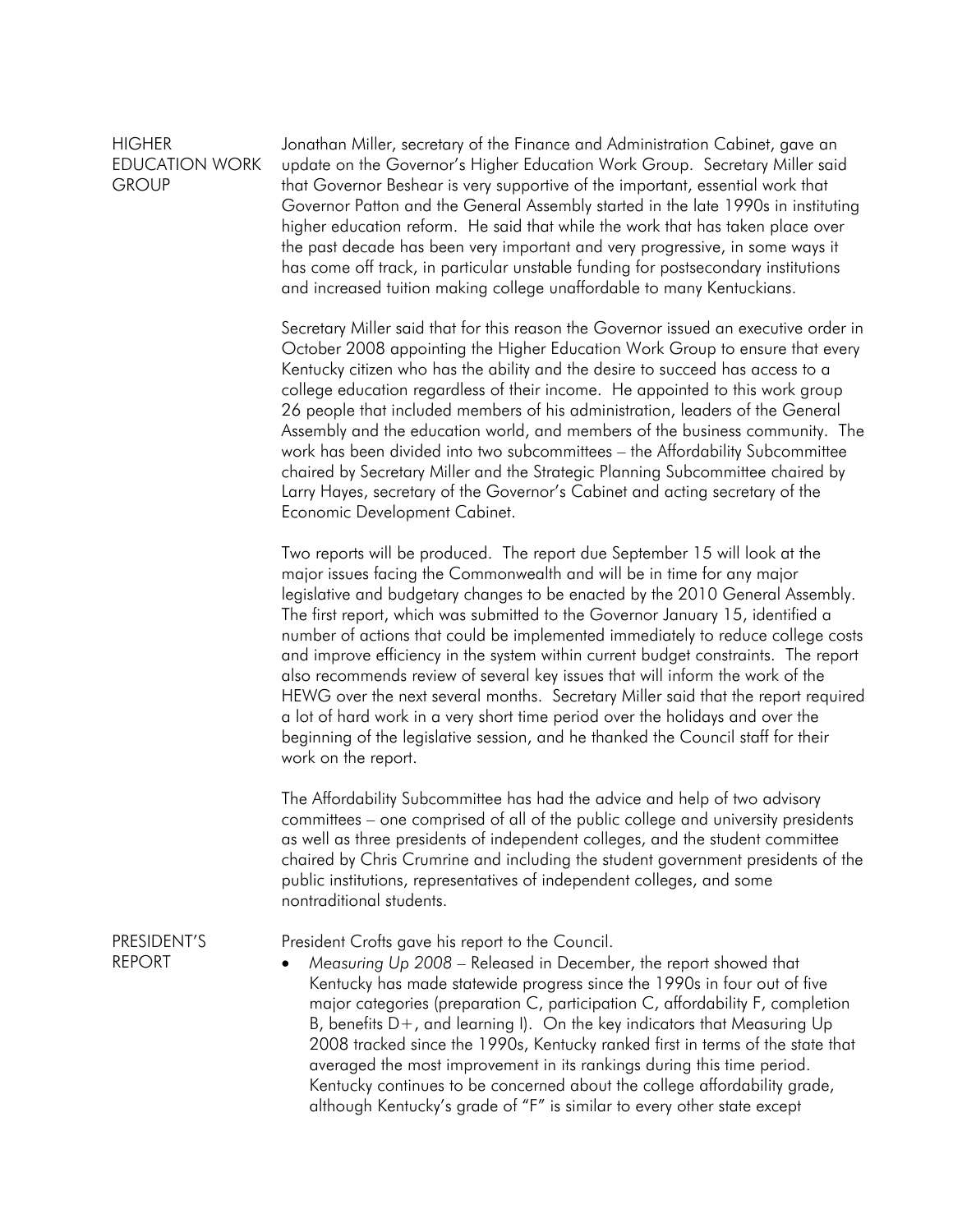## HIGHER EDUCATION WORK GROUP

Jonathan Miller, secretary of the Finance and Administration Cabinet, gave an update on the Governor's Higher Education Work Group. Secretary Miller said that Governor Beshear is very supportive of the important, essential work that Governor Patton and the General Assembly started in the late 1990s in instituting higher education reform. He said that while the work that has taken place over the past decade has been very important and very progressive, in some ways it has come off track, in particular unstable funding for postsecondary institutions and increased tuition making college unaffordable to many Kentuckians.

Secretary Miller said that for this reason the Governor issued an executive order in October 2008 appointing the Higher Education Work Group to ensure that every Kentucky citizen who has the ability and the desire to succeed has access to a college education regardless of their income. He appointed to this work group 26 people that included members of his administration, leaders of the General Assembly and the education world, and members of the business community. The work has been divided into two subcommittees – the Affordability Subcommittee chaired by Secretary Miller and the Strategic Planning Subcommittee chaired by Larry Hayes, secretary of the Governor's Cabinet and acting secretary of the Economic Development Cabinet.

Two reports will be produced. The report due September 15 will look at the major issues facing the Commonwealth and will be in time for any major legislative and budgetary changes to be enacted by the 2010 General Assembly. The first report, which was submitted to the Governor January 15, identified a number of actions that could be implemented immediately to reduce college costs and improve efficiency in the system within current budget constraints. The report also recommends review of several key issues that will inform the work of the HEWG over the next several months. Secretary Miller said that the report required a lot of hard work in a very short time period over the holidays and over the beginning of the legislative session, and he thanked the Council staff for their work on the report.

The Affordability Subcommittee has had the advice and help of two advisory committees – one comprised of all of the public college and university presidents as well as three presidents of independent colleges, and the student committee chaired by Chris Crumrine and including the student government presidents of the public institutions, representatives of independent colleges, and some nontraditional students.

## PRESIDENT'S REPORT

President Crofts gave his report to the Council.

- *Measuring Up 2008* – Released in December, the report showed that Kentucky has made statewide progress since the 1990s in four out of five major categories (preparation C, participation C, affordability F, completion B, benefits D+, and learning I). On the key indicators that Measuring Up 2008 tracked since the 1990s, Kentucky ranked first in terms of the state that averaged the most improvement in its rankings during this time period. Kentucky continues to be concerned about the college affordability grade, although Kentucky's grade of "F" is similar to every other state except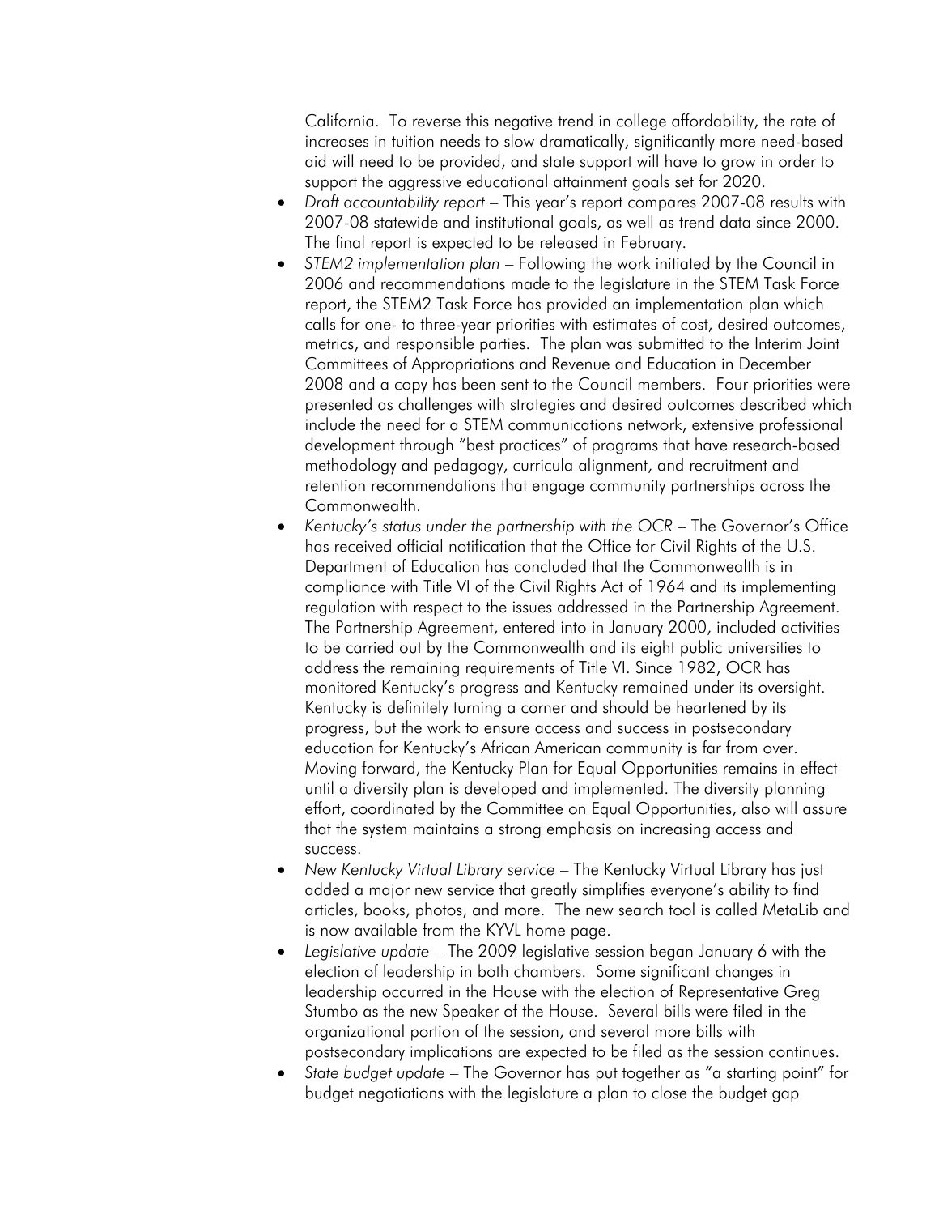California. To reverse this negative trend in college affordability, the rate of increases in tuition needs to slow dramatically, significantly more need-based aid will need to be provided, and state support will have to grow in order to support the aggressive educational attainment goals set for 2020.

- *Draft accountability report* – This year's report compares 2007-08 results with 2007-08 statewide and institutional goals, as well as trend data since 2000. The final report is expected to be released in February.
- *STEM2 implementation plan* – Following the work initiated by the Council in 2006 and recommendations made to the legislature in the STEM Task Force report, the STEM2 Task Force has provided an implementation plan which calls for one- to three-year priorities with estimates of cost, desired outcomes, metrics, and responsible parties. The plan was submitted to the Interim Joint Committees of Appropriations and Revenue and Education in December 2008 and a copy has been sent to the Council members. Four priorities were presented as challenges with strategies and desired outcomes described which include the need for a STEM communications network, extensive professional development through "best practices" of programs that have research-based methodology and pedagogy, curricula alignment, and recruitment and retention recommendations that engage community partnerships across the Commonwealth.
- *Kentucky's status under the partnership with the OCR* – The Governor's Office has received official notification that the Office for Civil Rights of the U.S. Department of Education has concluded that the Commonwealth is in compliance with Title VI of the Civil Rights Act of 1964 and its implementing regulation with respect to the issues addressed in the Partnership Agreement. The Partnership Agreement, entered into in January 2000, included activities to be carried out by the Commonwealth and its eight public universities to address the remaining requirements of Title VI. Since 1982, OCR has monitored Kentucky's progress and Kentucky remained under its oversight. Kentucky is definitely turning a corner and should be heartened by its progress, but the work to ensure access and success in postsecondary education for Kentucky's African American community is far from over. Moving forward, the Kentucky Plan for Equal Opportunities remains in effect until a diversity plan is developed and implemented. The diversity planning effort, coordinated by the Committee on Equal Opportunities, also will assure that the system maintains a strong emphasis on increasing access and success.
- *New Kentucky Virtual Library service* – The Kentucky Virtual Library has just added a major new service that greatly simplifies everyone's ability to find articles, books, photos, and more. The new search tool is called MetaLib and is now available from the KYVL home page.
- *Legislative update* – The 2009 legislative session began January 6 with the election of leadership in both chambers. Some significant changes in leadership occurred in the House with the election of Representative Greg Stumbo as the new Speaker of the House. Several bills were filed in the organizational portion of the session, and several more bills with postsecondary implications are expected to be filed as the session continues.
- *State budget update* – The Governor has put together as "a starting point" for budget negotiations with the legislature a plan to close the budget gap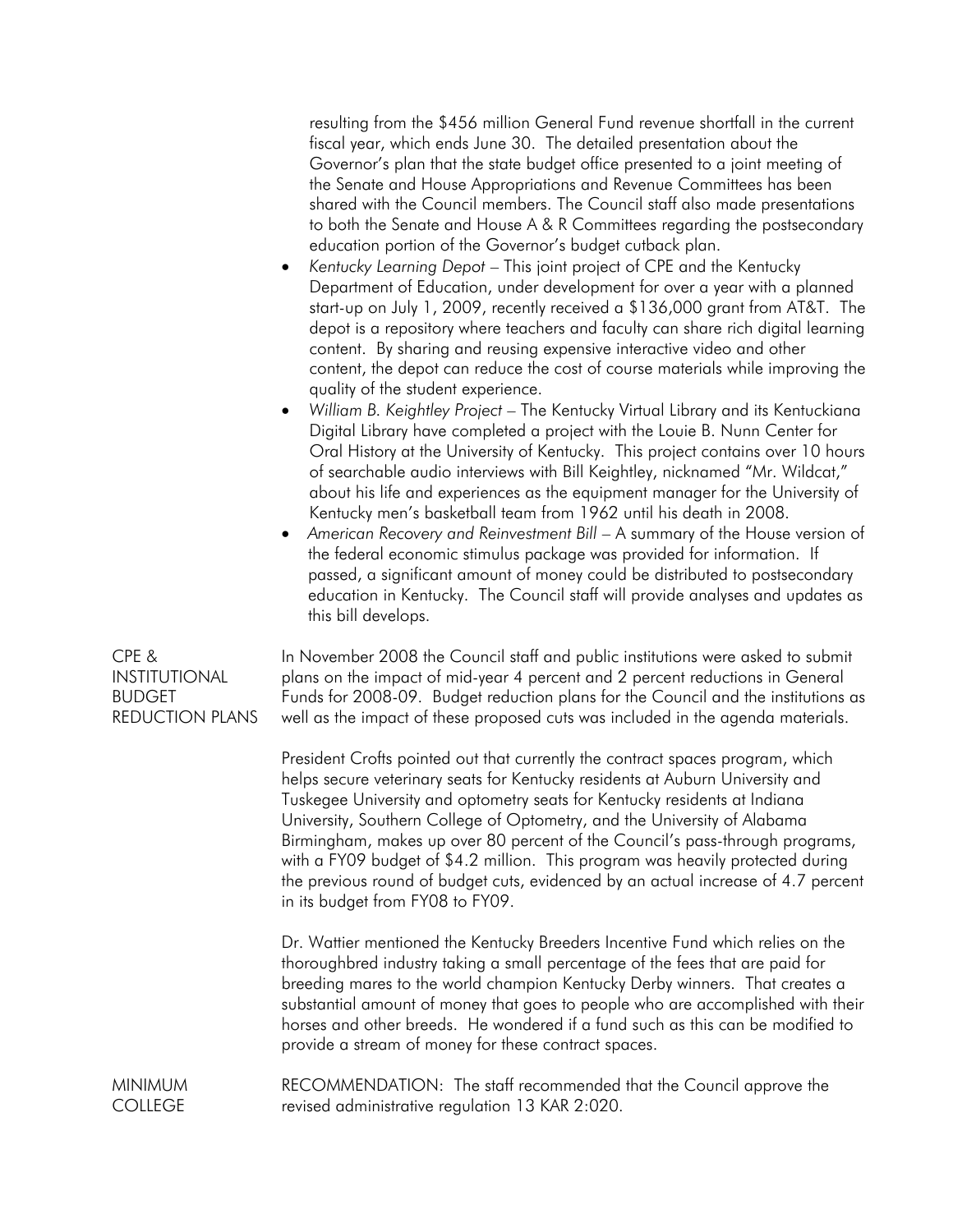resulting from the $456 million General Fund revenue shortfall in the current fiscal year, which ends June 30. The detailed presentation about the Governor's plan that the state budget office presented to a joint meeting of the Senate and House Appropriations and Revenue Committees has been shared with the Council members. The Council staff also made presentations to both the Senate and House A & R Committees regarding the postsecondary education portion of the Governor's budget cutback plan.

- *Kentucky Learning Depot* – This joint project of CPE and the Kentucky Department of Education, under development for over a year with a planned start-up on July 1, 2009, recently received a $136,000 grant from AT&T. The depot is a repository where teachers and faculty can share rich digital learning content. By sharing and reusing expensive interactive video and other content, the depot can reduce the cost of course materials while improving the quality of the student experience.
- *William B. Keightley Project* – The Kentucky Virtual Library and its Kentuckiana Digital Library have completed a project with the Louie B. Nunn Center for Oral History at the University of Kentucky. This project contains over 10 hours of searchable audio interviews with Bill Keightley, nicknamed "Mr. Wildcat," about his life and experiences as the equipment manager for the University of Kentucky men's basketball team from 1962 until his death in 2008.
- *American Recovery and Reinvestment Bill* – A summary of the House version of the federal economic stimulus package was provided for information. If passed, a significant amount of money could be distributed to postsecondary education in Kentucky. The Council staff will provide analyses and updates as this bill develops.

## CPE & INSTITUTIONAL BUDGET REDUCTION PLANS

In November 2008 the Council staff and public institutions were asked to submit plans on the impact of mid-year 4 percent and 2 percent reductions in General Funds for 2008-09. Budget reduction plans for the Council and the institutions as well as the impact of these proposed cuts was included in the agenda materials.

President Crofts pointed out that currently the contract spaces program, which helps secure veterinary seats for Kentucky residents at Auburn University and Tuskegee University and optometry seats for Kentucky residents at Indiana University, Southern College of Optometry, and the University of Alabama Birmingham, makes up over 80 percent of the Council's pass-through programs, with a FY09 budget of $4.2 million. This program was heavily protected during the previous round of budget cuts, evidenced by an actual increase of 4.7 percent in its budget from FY08 to FY09.

Dr. Wattier mentioned the Kentucky Breeders Incentive Fund which relies on the thoroughbred industry taking a small percentage of the fees that are paid for breeding mares to the world champion Kentucky Derby winners. That creates a substantial amount of money that goes to people who are accomplished with their horses and other breeds. He wondered if a fund such as this can be modified to provide a stream of money for these contract spaces.

## MINIMUM COLLEGE

RECOMMENDATION: The staff recommended that the Council approve the revised administrative regulation 13 KAR 2:020.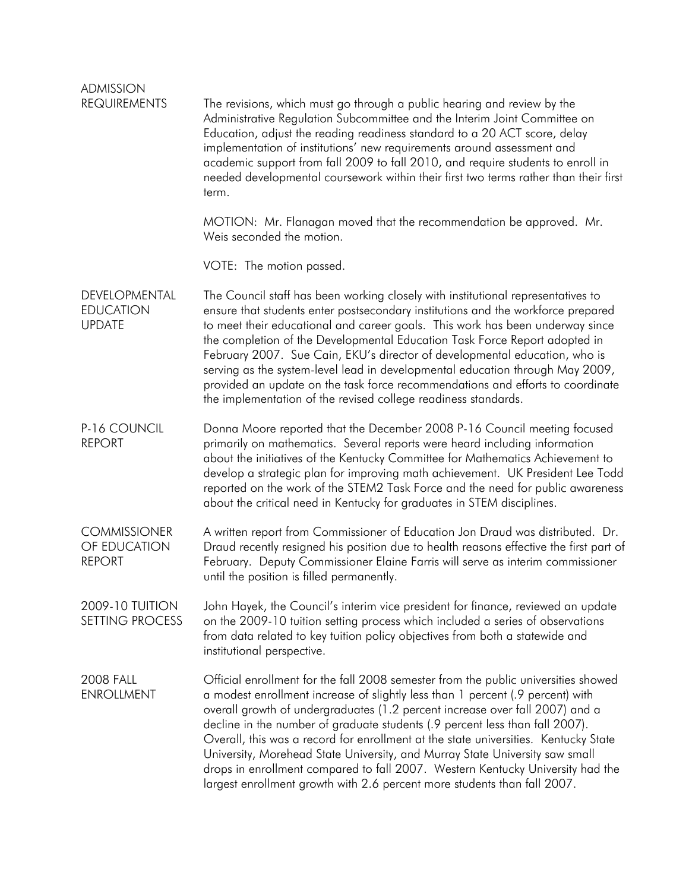**ADMISSION REQUIREMENTS**

The revisions, which must go through a public hearing and review by the Administrative Regulation Subcommittee and the Interim Joint Committee on Education, adjust the reading readiness standard to a 20 ACT score, delay implementation of institutions' new requirements around assessment and academic support from fall 2009 to fall 2010, and require students to enroll in needed developmental coursework within their first two terms rather than their first term.

MOTION: Mr. Flanagan moved that the recommendation be approved. Mr. Weis seconded the motion.

VOTE: The motion passed.

**DEVELOPMENTAL EDUCATION UPDATE**

The Council staff has been working closely with institutional representatives to ensure that students enter postsecondary institutions and the workforce prepared to meet their educational and career goals. This work has been underway since the completion of the Developmental Education Task Force Report adopted in February 2007. Sue Cain, EKU's director of developmental education, who is serving as the system-level lead in developmental education through May 2009, provided an update on the task force recommendations and efforts to coordinate the implementation of the revised college readiness standards.

**P-16 COUNCIL REPORT**

Donna Moore reported that the December 2008 P-16 Council meeting focused primarily on mathematics. Several reports were heard including information about the initiatives of the Kentucky Committee for Mathematics Achievement to develop a strategic plan for improving math achievement. UK President Lee Todd reported on the work of the STEM2 Task Force and the need for public awareness about the critical need in Kentucky for graduates in STEM disciplines.

**COMMISSIONER OF EDUCATION REPORT**

A written report from Commissioner of Education Jon Draud was distributed. Dr. Draud recently resigned his position due to health reasons effective the first part of February. Deputy Commissioner Elaine Farris will serve as interim commissioner until the position is filled permanently.

**2009-10 TUITION SETTING PROCESS**

John Hayek, the Council's interim vice president for finance, reviewed an update on the 2009-10 tuition setting process which included a series of observations from data related to key tuition policy objectives from both a statewide and institutional perspective.

**2008 FALL ENROLLMENT**

Official enrollment for the fall 2008 semester from the public universities showed a modest enrollment increase of slightly less than 1 percent (.9 percent) with overall growth of undergraduates (1.2 percent increase over fall 2007) and a decline in the number of graduate students (.9 percent less than fall 2007). Overall, this was a record for enrollment at the state universities. Kentucky State University, Morehead State University, and Murray State University saw small drops in enrollment compared to fall 2007. Western Kentucky University had the largest enrollment growth with 2.6 percent more students than fall 2007.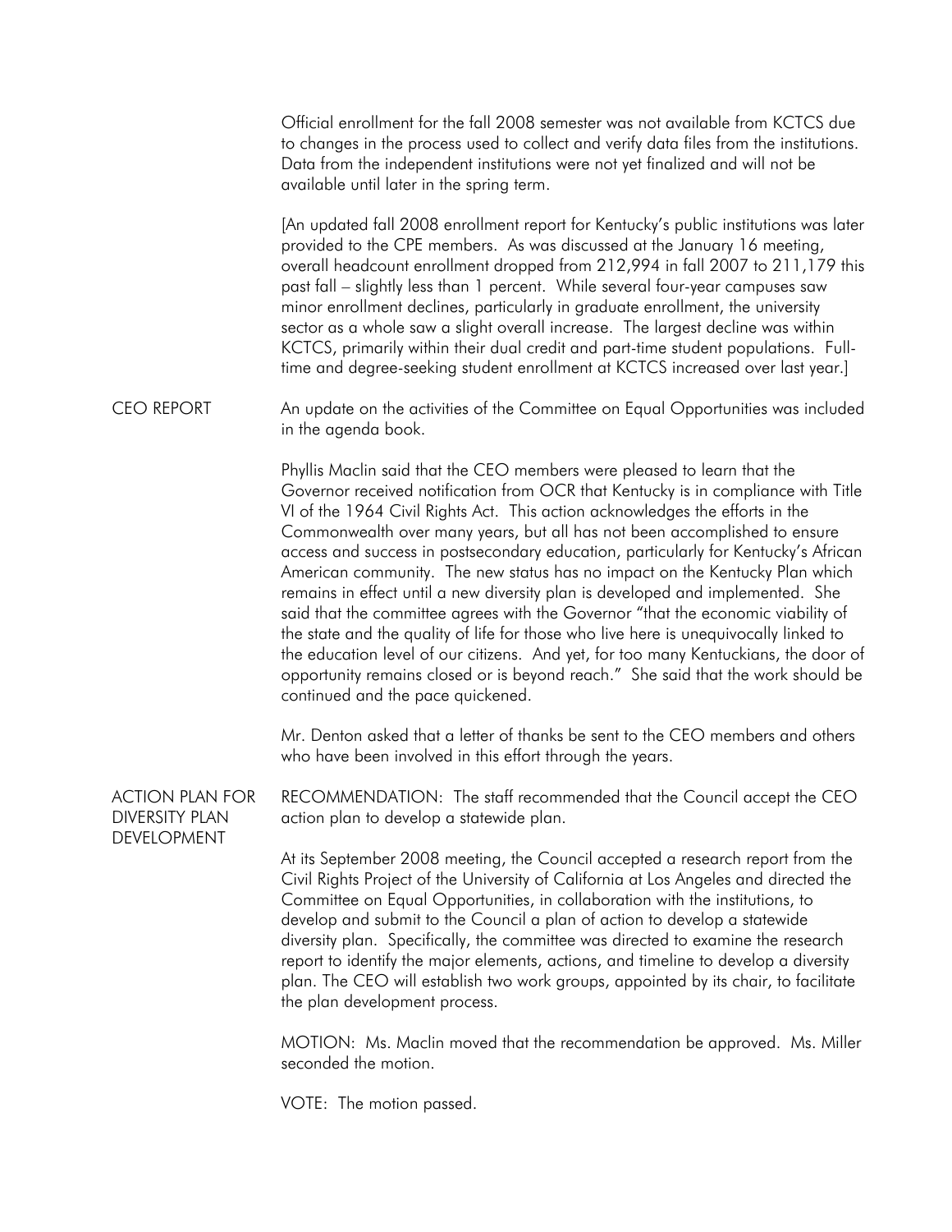Official enrollment for the fall 2008 semester was not available from KCTCS due to changes in the process used to collect and verify data files from the institutions. Data from the independent institutions were not yet finalized and will not be available until later in the spring term.

[An updated fall 2008 enrollment report for Kentucky's public institutions was later provided to the CPE members. As was discussed at the January 16 meeting, overall headcount enrollment dropped from 212,994 in fall 2007 to 211,179 this past fall – slightly less than 1 percent. While several four-year campuses saw minor enrollment declines, particularly in graduate enrollment, the university sector as a whole saw a slight overall increase. The largest decline was within KCTCS, primarily within their dual credit and part-time student populations. Full-time and degree-seeking student enrollment at KCTCS increased over last year.]

## CEO REPORT

An update on the activities of the Committee on Equal Opportunities was included in the agenda book.

Phyllis Maclin said that the CEO members were pleased to learn that the Governor received notification from OCR that Kentucky is in compliance with Title VI of the 1964 Civil Rights Act. This action acknowledges the efforts in the Commonwealth over many years, but all has not been accomplished to ensure access and success in postsecondary education, particularly for Kentucky's African American community. The new status has no impact on the Kentucky Plan which remains in effect until a new diversity plan is developed and implemented. She said that the committee agrees with the Governor "that the economic viability of the state and the quality of life for those who live here is unequivocally linked to the education level of our citizens. And yet, for too many Kentuckians, the door of opportunity remains closed or is beyond reach." She said that the work should be continued and the pace quickened.

Mr. Denton asked that a letter of thanks be sent to the CEO members and others who have been involved in this effort through the years.

## ACTION PLAN FOR DIVERSITY PLAN DEVELOPMENT

RECOMMENDATION: The staff recommended that the Council accept the CEO action plan to develop a statewide plan.

At its September 2008 meeting, the Council accepted a research report from the Civil Rights Project of the University of California at Los Angeles and directed the Committee on Equal Opportunities, in collaboration with the institutions, to develop and submit to the Council a plan of action to develop a statewide diversity plan. Specifically, the committee was directed to examine the research report to identify the major elements, actions, and timeline to develop a diversity plan. The CEO will establish two work groups, appointed by its chair, to facilitate the plan development process.

MOTION: Ms. Maclin moved that the recommendation be approved. Ms. Miller seconded the motion.

VOTE: The motion passed.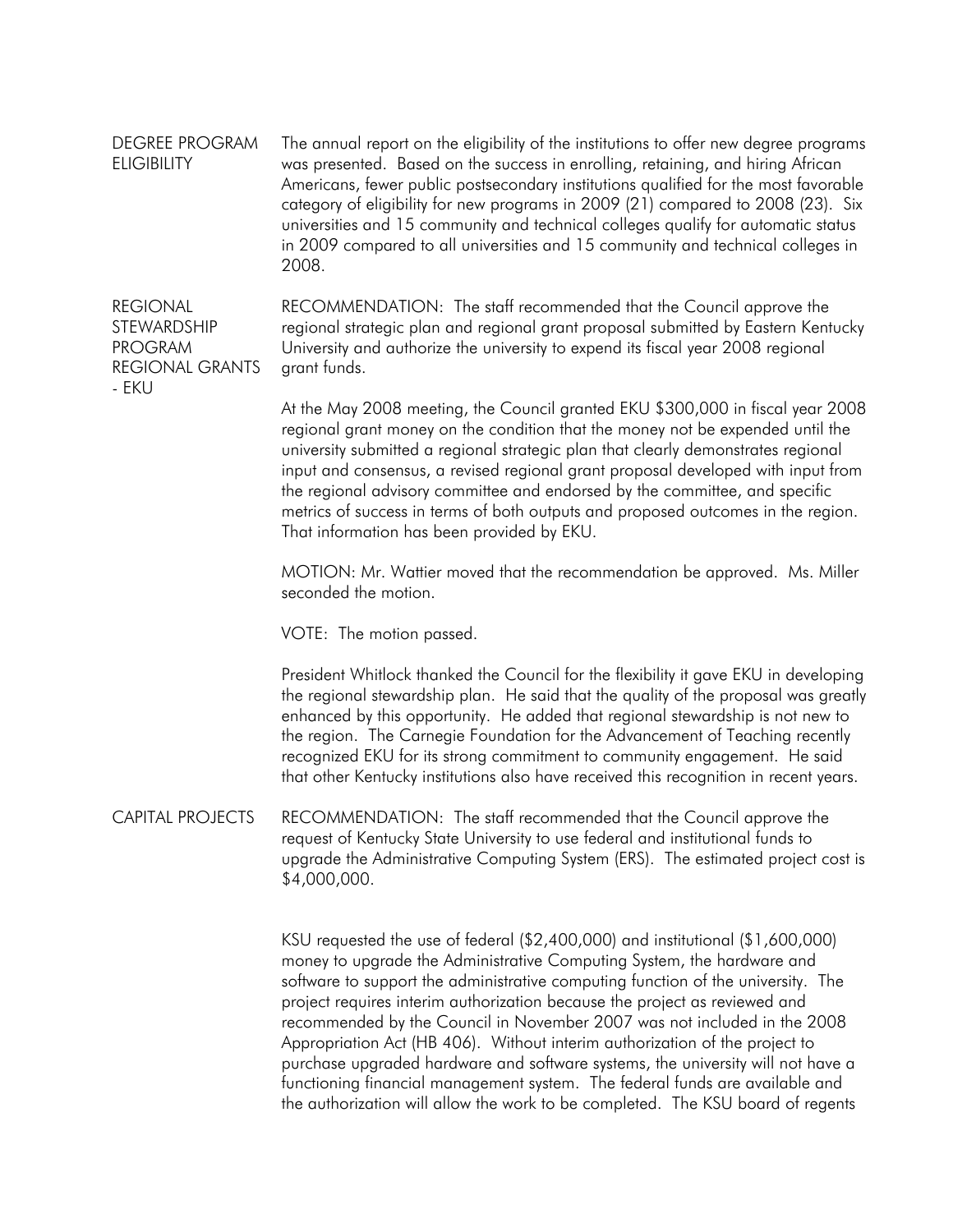## DEGREE PROGRAM ELIGIBILITY

The annual report on the eligibility of the institutions to offer new degree programs was presented. Based on the success in enrolling, retaining, and hiring African Americans, fewer public postsecondary institutions qualified for the most favorable category of eligibility for new programs in 2009 (21) compared to 2008 (23). Six universities and 15 community and technical colleges qualify for automatic status in 2009 compared to all universities and 15 community and technical colleges in 2008.

## REGIONAL STEWARDSHIP PROGRAM REGIONAL GRANTS - EKU

RECOMMENDATION: The staff recommended that the Council approve the regional strategic plan and regional grant proposal submitted by Eastern Kentucky University and authorize the university to expend its fiscal year 2008 regional grant funds.

At the May 2008 meeting, the Council granted EKU $300,000 in fiscal year 2008 regional grant money on the condition that the money not be expended until the university submitted a regional strategic plan that clearly demonstrates regional input and consensus, a revised regional grant proposal developed with input from the regional advisory committee and endorsed by the committee, and specific metrics of success in terms of both outputs and proposed outcomes in the region. That information has been provided by EKU.

MOTION: Mr. Wattier moved that the recommendation be approved. Ms. Miller seconded the motion.

VOTE: The motion passed.

President Whitlock thanked the Council for the flexibility it gave EKU in developing the regional stewardship plan. He said that the quality of the proposal was greatly enhanced by this opportunity. He added that regional stewardship is not new to the region. The Carnegie Foundation for the Advancement of Teaching recently recognized EKU for its strong commitment to community engagement. He said that other Kentucky institutions also have received this recognition in recent years.

## CAPITAL PROJECTS

RECOMMENDATION: The staff recommended that the Council approve the request of Kentucky State University to use federal and institutional funds to upgrade the Administrative Computing System (ERS). The estimated project cost is $4,000,000.

KSU requested the use of federal ($2,400,000) and institutional ($1,600,000) money to upgrade the Administrative Computing System, the hardware and software to support the administrative computing function of the university. The project requires interim authorization because the project as reviewed and recommended by the Council in November 2007 was not included in the 2008 Appropriation Act (HB 406). Without interim authorization of the project to purchase upgraded hardware and software systems, the university will not have a functioning financial management system. The federal funds are available and the authorization will allow the work to be completed. The KSU board of regents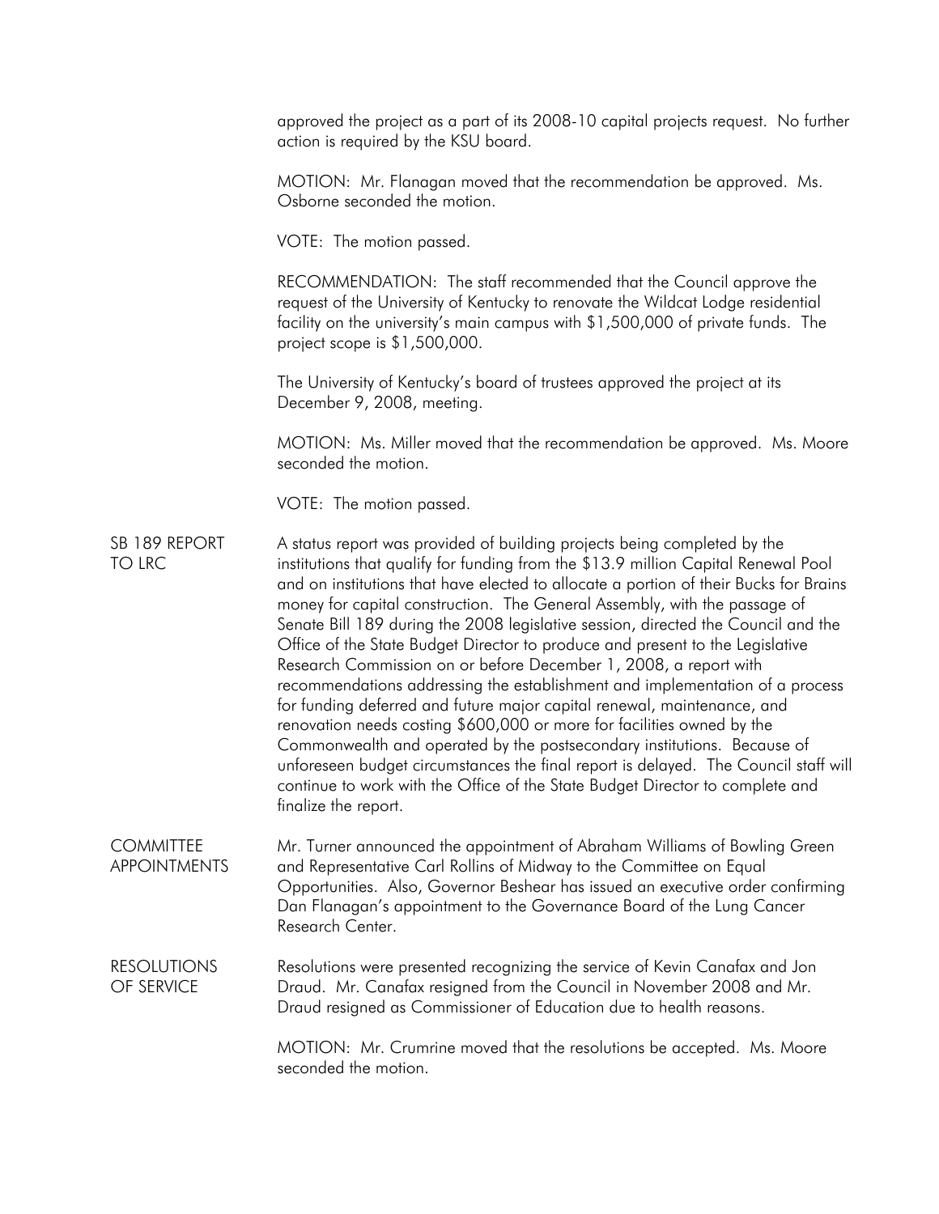approved the project as a part of its 2008-10 capital projects request. No further action is required by the KSU board.

MOTION: Mr. Flanagan moved that the recommendation be approved. Ms. Osborne seconded the motion.

VOTE: The motion passed.

RECOMMENDATION: The staff recommended that the Council approve the request of the University of Kentucky to renovate the Wildcat Lodge residential facility on the university's main campus with $1,500,000 of private funds. The project scope is $1,500,000.

The University of Kentucky's board of trustees approved the project at its December 9, 2008, meeting.

MOTION: Ms. Miller moved that the recommendation be approved. Ms. Moore seconded the motion.

VOTE: The motion passed.

**SB 189 REPORT TO LRC**

A status report was provided of building projects being completed by the institutions that qualify for funding from the $13.9 million Capital Renewal Pool and on institutions that have elected to allocate a portion of their Bucks for Brains money for capital construction. The General Assembly, with the passage of Senate Bill 189 during the 2008 legislative session, directed the Council and the Office of the State Budget Director to produce and present to the Legislative Research Commission on or before December 1, 2008, a report with recommendations addressing the establishment and implementation of a process for funding deferred and future major capital renewal, maintenance, and renovation needs costing $600,000 or more for facilities owned by the Commonwealth and operated by the postsecondary institutions. Because of unforeseen budget circumstances the final report is delayed. The Council staff will continue to work with the Office of the State Budget Director to complete and finalize the report.

**COMMITTEE APPOINTMENTS**

Mr. Turner announced the appointment of Abraham Williams of Bowling Green and Representative Carl Rollins of Midway to the Committee on Equal Opportunities. Also, Governor Beshear has issued an executive order confirming Dan Flanagan's appointment to the Governance Board of the Lung Cancer Research Center.

**RESOLUTIONS OF SERVICE**

Resolutions were presented recognizing the service of Kevin Canafax and Jon Draud. Mr. Canafax resigned from the Council in November 2008 and Mr. Draud resigned as Commissioner of Education due to health reasons.

MOTION: Mr. Crumrine moved that the resolutions be accepted. Ms. Moore seconded the motion.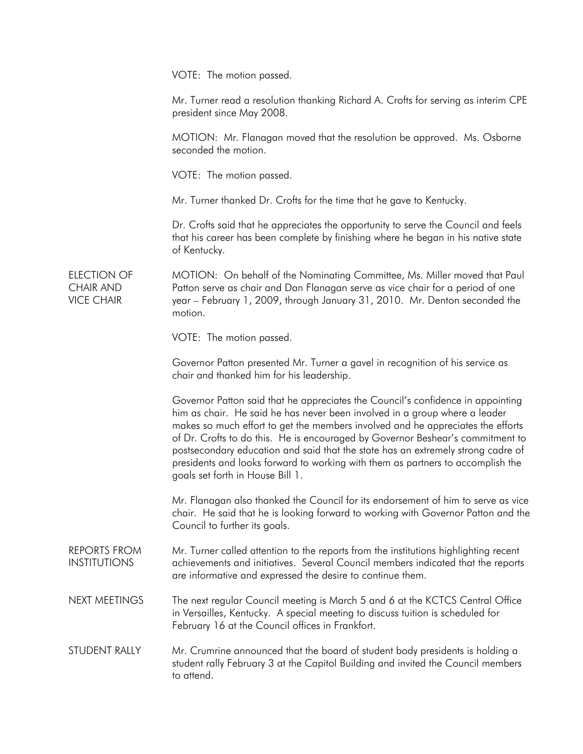VOTE: The motion passed.

Mr. Turner read a resolution thanking Richard A. Crofts for serving as interim CPE president since May 2008.

MOTION: Mr. Flanagan moved that the resolution be approved. Ms. Osborne seconded the motion.

VOTE: The motion passed.

Mr. Turner thanked Dr. Crofts for the time that he gave to Kentucky.

Dr. Crofts said that he appreciates the opportunity to serve the Council and feels that his career has been complete by finishing where he began in his native state of Kentucky.

**ELECTION OF CHAIR AND VICE CHAIR**

MOTION: On behalf of the Nominating Committee, Ms. Miller moved that Paul Patton serve as chair and Dan Flanagan serve as vice chair for a period of one year – February 1, 2009, through January 31, 2010. Mr. Denton seconded the motion.

VOTE: The motion passed.

Governor Patton presented Mr. Turner a gavel in recognition of his service as chair and thanked him for his leadership.

Governor Patton said that he appreciates the Council's confidence in appointing him as chair. He said he has never been involved in a group where a leader makes so much effort to get the members involved and he appreciates the efforts of Dr. Crofts to do this. He is encouraged by Governor Beshear's commitment to postsecondary education and said that the state has an extremely strong cadre of presidents and looks forward to working with them as partners to accomplish the goals set forth in House Bill 1.

Mr. Flanagan also thanked the Council for its endorsement of him to serve as vice chair. He said that he is looking forward to working with Governor Patton and the Council to further its goals.

**REPORTS FROM INSTITUTIONS**

Mr. Turner called attention to the reports from the institutions highlighting recent achievements and initiatives. Several Council members indicated that the reports are informative and expressed the desire to continue them.

**NEXT MEETINGS**

The next regular Council meeting is March 5 and 6 at the KCTCS Central Office in Versailles, Kentucky. A special meeting to discuss tuition is scheduled for February 16 at the Council offices in Frankfort.

**STUDENT RALLY**

Mr. Crumrine announced that the board of student body presidents is holding a student rally February 3 at the Capitol Building and invited the Council members to attend.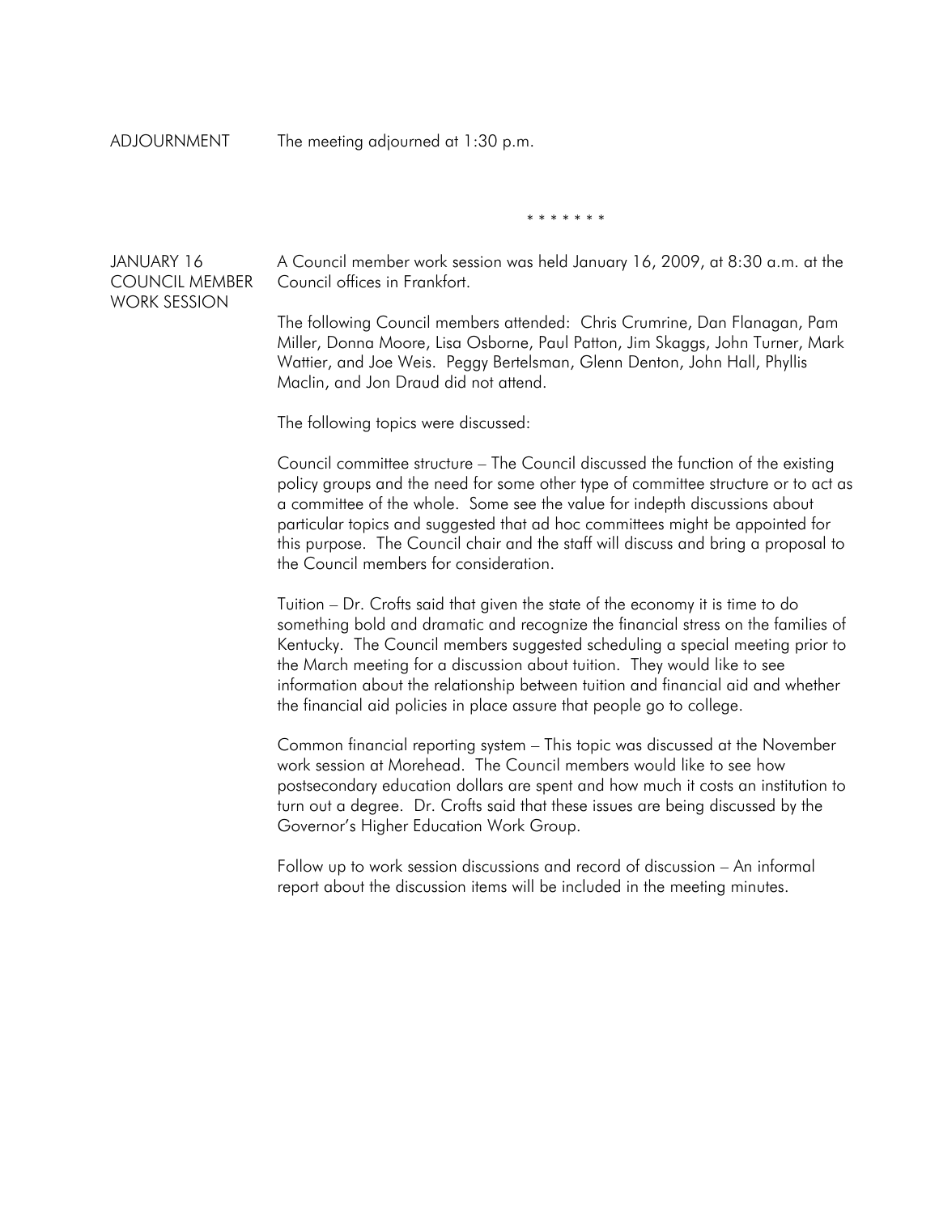ADJOURNMENT The meeting adjourned at 1:30 p.m.

\* \* \* \* \* \* \*

## JANUARY 16 COUNCIL MEMBER WORK SESSION

A Council member work session was held January 16, 2009, at 8:30 a.m. at the Council offices in Frankfort.

The following Council members attended: Chris Crumrine, Dan Flanagan, Pam Miller, Donna Moore, Lisa Osborne, Paul Patton, Jim Skaggs, John Turner, Mark Wattier, and Joe Weis. Peggy Bertelsman, Glenn Denton, John Hall, Phyllis Maclin, and Jon Draud did not attend.

The following topics were discussed:

Council committee structure – The Council discussed the function of the existing policy groups and the need for some other type of committee structure or to act as a committee of the whole. Some see the value for indepth discussions about particular topics and suggested that ad hoc committees might be appointed for this purpose. The Council chair and the staff will discuss and bring a proposal to the Council members for consideration.

Tuition – Dr. Crofts said that given the state of the economy it is time to do something bold and dramatic and recognize the financial stress on the families of Kentucky. The Council members suggested scheduling a special meeting prior to the March meeting for a discussion about tuition. They would like to see information about the relationship between tuition and financial aid and whether the financial aid policies in place assure that people go to college.

Common financial reporting system – This topic was discussed at the November work session at Morehead. The Council members would like to see how postsecondary education dollars are spent and how much it costs an institution to turn out a degree. Dr. Crofts said that these issues are being discussed by the Governor's Higher Education Work Group.

Follow up to work session discussions and record of discussion – An informal report about the discussion items will be included in the meeting minutes.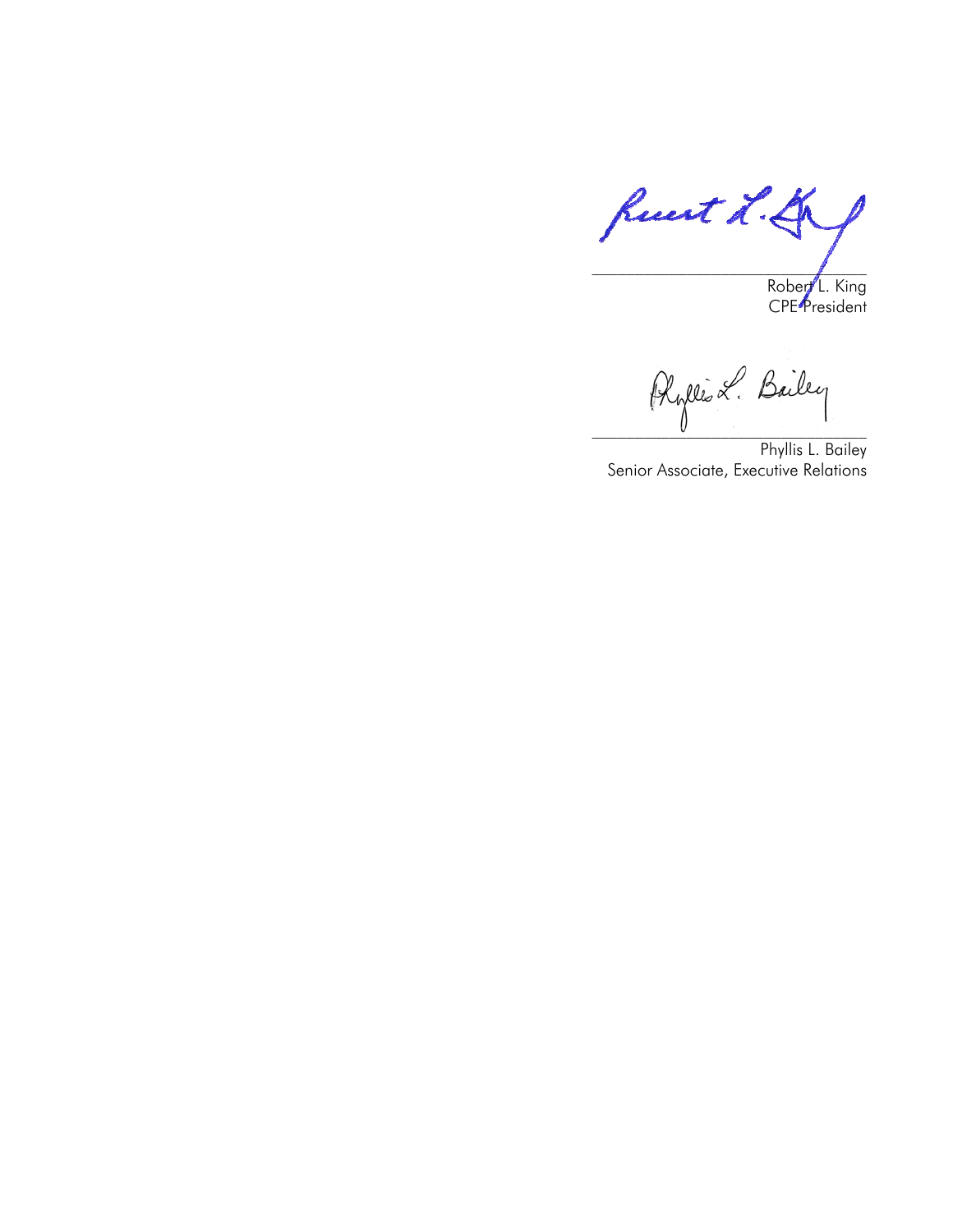Robert L. King
CPE President

Phyllis L. Bailey
Senior Associate, Executive Relations